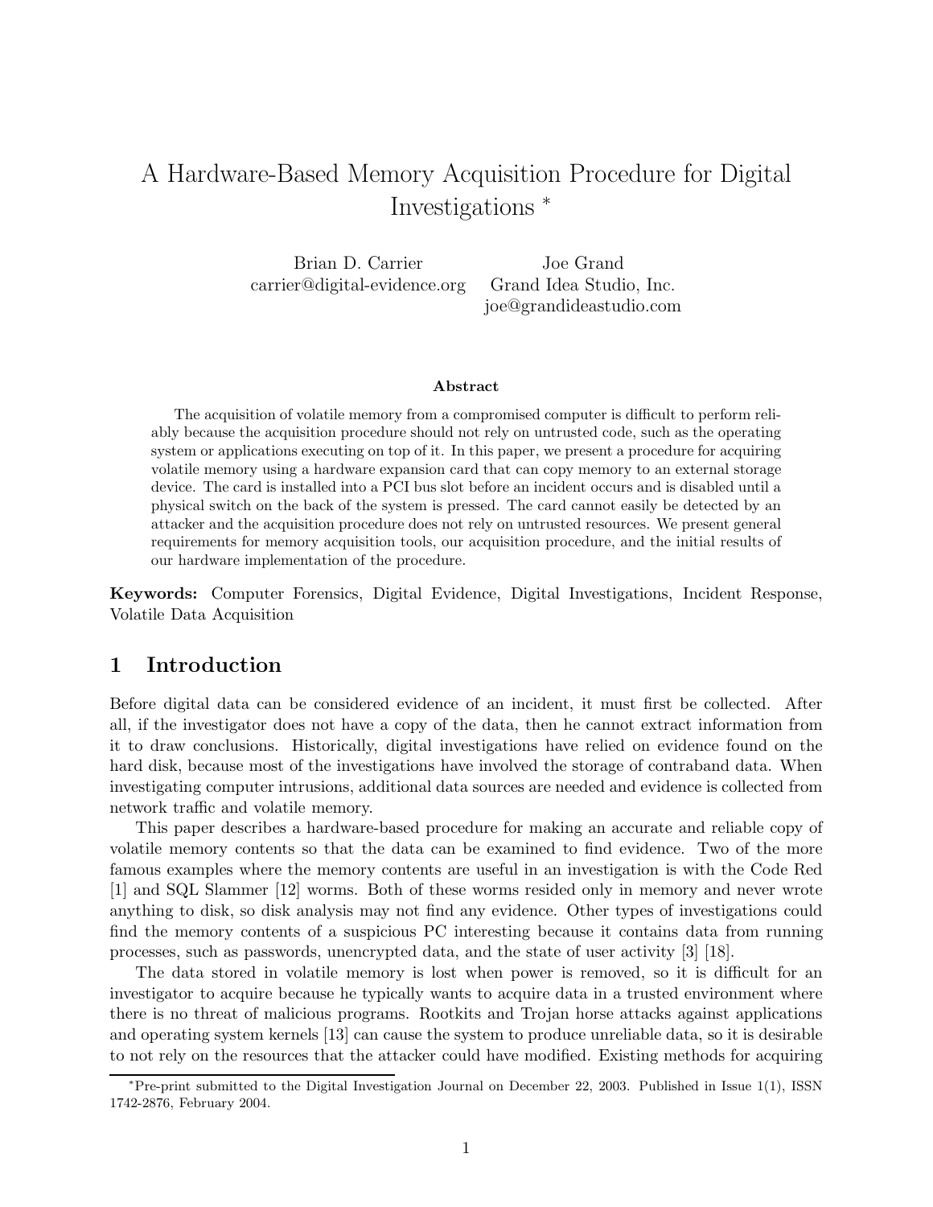# A Hardware-Based Memory Acquisition Procedure for Digital Investigations *

Brian D. Carrier  
carrier@digital-evidence.org

Joe Grand  
Grand Idea Studio, Inc.  
joe@grandideastudio.com

### Abstract

The acquisition of volatile memory from a compromised computer is difficult to perform reliably because the acquisition procedure should not rely on untrusted code, such as the operating system or applications executing on top of it. In this paper, we present a procedure for acquiring volatile memory using a hardware expansion card that can copy memory to an external storage device. The card is installed into a PCI bus slot before an incident occurs and is disabled until a physical switch on the back of the system is pressed. The card cannot easily be detected by an attacker and the acquisition procedure does not rely on untrusted resources. We present general requirements for memory acquisition tools, our acquisition procedure, and the initial results of our hardware implementation of the procedure.

**Keywords:** Computer Forensics, Digital Evidence, Digital Investigations, Incident Response, Volatile Data Acquisition

## 1 Introduction

Before digital data can be considered evidence of an incident, it must first be collected. After all, if the investigator does not have a copy of the data, then he cannot extract information from it to draw conclusions. Historically, digital investigations have relied on evidence found on the hard disk, because most of the investigations have involved the storage of contraband data. When investigating computer intrusions, additional data sources are needed and evidence is collected from network traffic and volatile memory.

This paper describes a hardware-based procedure for making an accurate and reliable copy of volatile memory contents so that the data can be examined to find evidence. Two of the more famous examples where the memory contents are useful in an investigation is with the Code Red [1] and SQL Slammer [12] worms. Both of these worms resided only in memory and never wrote anything to disk, so disk analysis may not find any evidence. Other types of investigations could find the memory contents of a suspicious PC interesting because it contains data from running processes, such as passwords, unencrypted data, and the state of user activity [3] [18].

The data stored in volatile memory is lost when power is removed, so it is difficult for an investigator to acquire because he typically wants to acquire data in a trusted environment where there is no threat of malicious programs. Rootkits and Trojan horse attacks against applications and operating system kernels [13] can cause the system to produce unreliable data, so it is desirable to not rely on the resources that the attacker could have modified. Existing methods for acquiring

*Pre-print submitted to the Digital Investigation Journal on December 22, 2003. Published in Issue 1(1), ISSN 1742-2876, February 2004.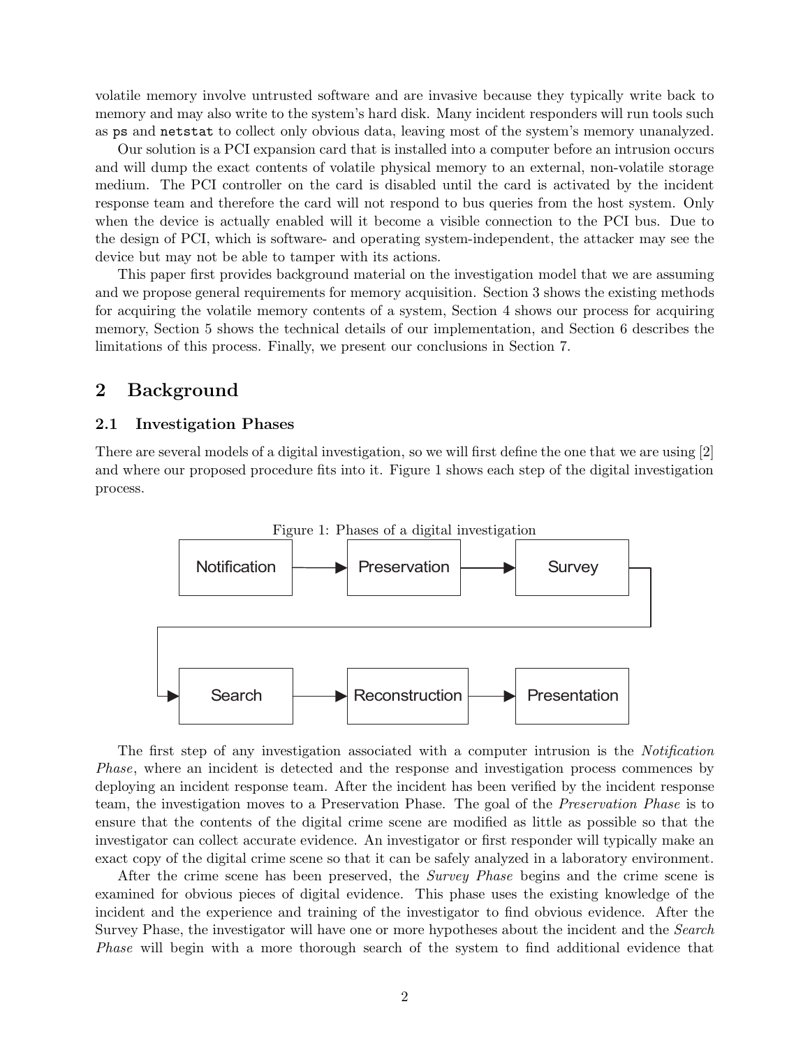volatile memory involve untrusted software and are invasive because they typically write back to memory and may also write to the system's hard disk. Many incident responders will run tools such as `ps` and `netstat` to collect only obvious data, leaving most of the system's memory unanalyzed.

Our solution is a PCI expansion card that is installed into a computer before an intrusion occurs and will dump the exact contents of volatile physical memory to an external, non-volatile storage medium. The PCI controller on the card is disabled until the card is activated by the incident response team and therefore the card will not respond to bus queries from the host system. Only when the device is actually enabled will it become a visible connection to the PCI bus. Due to the design of PCI, which is software- and operating system-independent, the attacker may see the device but may not be able to tamper with its actions.

This paper first provides background material on the investigation model that we are assuming and we propose general requirements for memory acquisition. Section 3 shows the existing methods for acquiring the volatile memory contents of a system, Section 4 shows our process for acquiring memory, Section 5 shows the technical details of our implementation, and Section 6 describes the limitations of this process. Finally, we present our conclusions in Section 7.

## 2 Background

### 2.1 Investigation Phases

There are several models of a digital investigation, so we will first define the one that we are using [2] and where our proposed procedure fits into it. Figure 1 shows each step of the digital investigation process.

Figure 1: Phases of a digital investigation

Notification → Preservation → Survey → Search → Reconstruction → Presentation

The first step of any investigation associated with a computer intrusion is the *Notification Phase*, where an incident is detected and the response and investigation process commences by deploying an incident response team. After the incident has been verified by the incident response team, the investigation moves to a Preservation Phase. The goal of the *Preservation Phase* is to ensure that the contents of the digital crime scene are modified as little as possible so that the investigator can collect accurate evidence. An investigator or first responder will typically make an exact copy of the digital crime scene so that it can be safely analyzed in a laboratory environment.

After the crime scene has been preserved, the *Survey Phase* begins and the crime scene is examined for obvious pieces of digital evidence. This phase uses the existing knowledge of the incident and the experience and training of the investigator to find obvious evidence. After the Survey Phase, the investigator will have one or more hypotheses about the incident and the *Search Phase* will begin with a more thorough search of the system to find additional evidence that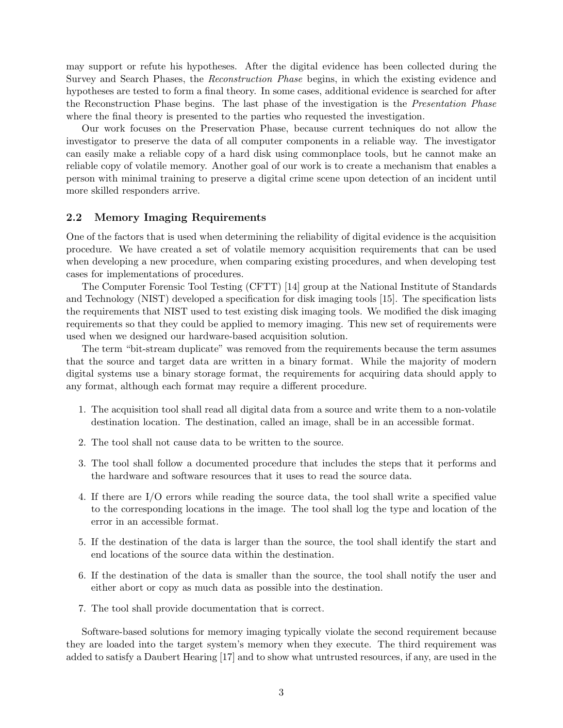may support or refute his hypotheses. After the digital evidence has been collected during the Survey and Search Phases, the *Reconstruction Phase* begins, in which the existing evidence and hypotheses are tested to form a final theory. In some cases, additional evidence is searched for after the Reconstruction Phase begins. The last phase of the investigation is the *Presentation Phase* where the final theory is presented to the parties who requested the investigation.

Our work focuses on the Preservation Phase, because current techniques do not allow the investigator to preserve the data of all computer components in a reliable way. The investigator can easily make a reliable copy of a hard disk using commonplace tools, but he cannot make an reliable copy of volatile memory. Another goal of our work is to create a mechanism that enables a person with minimal training to preserve a digital crime scene upon detection of an incident until more skilled responders arrive.

### 2.2 Memory Imaging Requirements

One of the factors that is used when determining the reliability of digital evidence is the acquisition procedure. We have created a set of volatile memory acquisition requirements that can be used when developing a new procedure, when comparing existing procedures, and when developing test cases for implementations of procedures.

The Computer Forensic Tool Testing (CFTT) [14] group at the National Institute of Standards and Technology (NIST) developed a specification for disk imaging tools [15]. The specification lists the requirements that NIST used to test existing disk imaging tools. We modified the disk imaging requirements so that they could be applied to memory imaging. This new set of requirements were used when we designed our hardware-based acquisition solution.

The term "bit-stream duplicate" was removed from the requirements because the term assumes that the source and target data are written in a binary format. While the majority of modern digital systems use a binary storage format, the requirements for acquiring data should apply to any format, although each format may require a different procedure.

1. The acquisition tool shall read all digital data from a source and write them to a non-volatile destination location. The destination, called an image, shall be in an accessible format.
2. The tool shall not cause data to be written to the source.
3. The tool shall follow a documented procedure that includes the steps that it performs and the hardware and software resources that it uses to read the source data.
4. If there are I/O errors while reading the source data, the tool shall write a specified value to the corresponding locations in the image. The tool shall log the type and location of the error in an accessible format.
5. If the destination of the data is larger than the source, the tool shall identify the start and end locations of the source data within the destination.
6. If the destination of the data is smaller than the source, the tool shall notify the user and either abort or copy as much data as possible into the destination.
7. The tool shall provide documentation that is correct.

Software-based solutions for memory imaging typically violate the second requirement because they are loaded into the target system's memory when they execute. The third requirement was added to satisfy a Daubert Hearing [17] and to show what untrusted resources, if any, are used in the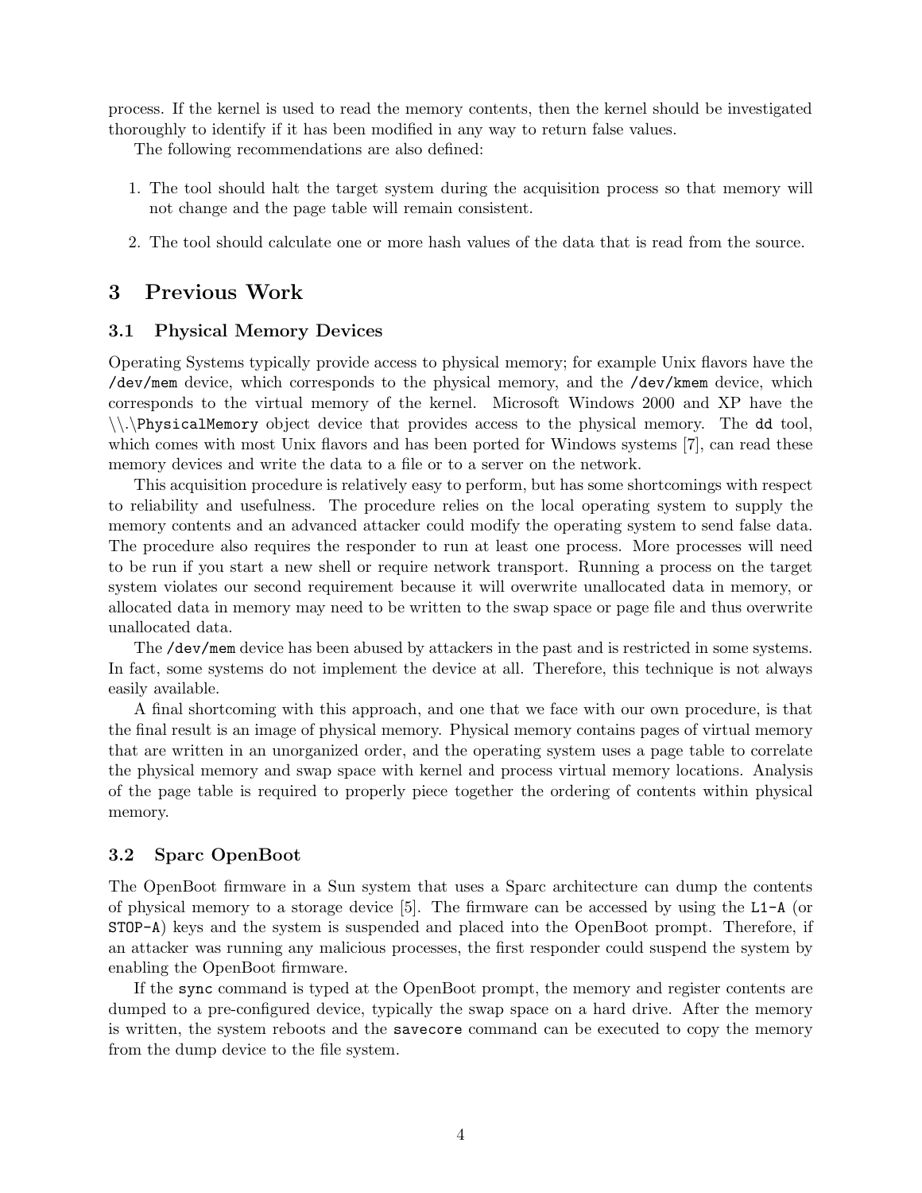process. If the kernel is used to read the memory contents, then the kernel should be investigated thoroughly to identify if it has been modified in any way to return false values.

The following recommendations are also defined:

1. The tool should halt the target system during the acquisition process so that memory will not change and the page table will remain consistent.
2. The tool should calculate one or more hash values of the data that is read from the source.

# 3 Previous Work

## 3.1 Physical Memory Devices

Operating Systems typically provide access to physical memory; for example Unix flavors have the `/dev/mem` device, which corresponds to the physical memory, and the `/dev/kmem` device, which corresponds to the virtual memory of the kernel. Microsoft Windows 2000 and XP have the `\\.\PhysicalMemory` object device that provides access to the physical memory. The `dd` tool, which comes with most Unix flavors and has been ported for Windows systems [7], can read these memory devices and write the data to a file or to a server on the network.

This acquisition procedure is relatively easy to perform, but has some shortcomings with respect to reliability and usefulness. The procedure relies on the local operating system to supply the memory contents and an advanced attacker could modify the operating system to send false data. The procedure also requires the responder to run at least one process. More processes will need to be run if you start a new shell or require network transport. Running a process on the target system violates our second requirement because it will overwrite unallocated data in memory, or allocated data in memory may need to be written to the swap space or page file and thus overwrite unallocated data.

The `/dev/mem` device has been abused by attackers in the past and is restricted in some systems. In fact, some systems do not implement the device at all. Therefore, this technique is not always easily available.

A final shortcoming with this approach, and one that we face with our own procedure, is that the final result is an image of physical memory. Physical memory contains pages of virtual memory that are written in an unorganized order, and the operating system uses a page table to correlate the physical memory and swap space with kernel and process virtual memory locations. Analysis of the page table is required to properly piece together the ordering of contents within physical memory.

## 3.2 Sparc OpenBoot

The OpenBoot firmware in a Sun system that uses a Sparc architecture can dump the contents of physical memory to a storage device [5]. The firmware can be accessed by using the `L1-A` (or `STOP-A`) keys and the system is suspended and placed into the OpenBoot prompt. Therefore, if an attacker was running any malicious processes, the first responder could suspend the system by enabling the OpenBoot firmware.

If the `sync` command is typed at the OpenBoot prompt, the memory and register contents are dumped to a pre-configured device, typically the swap space on a hard drive. After the memory is written, the system reboots and the `savecore` command can be executed to copy the memory from the dump device to the file system.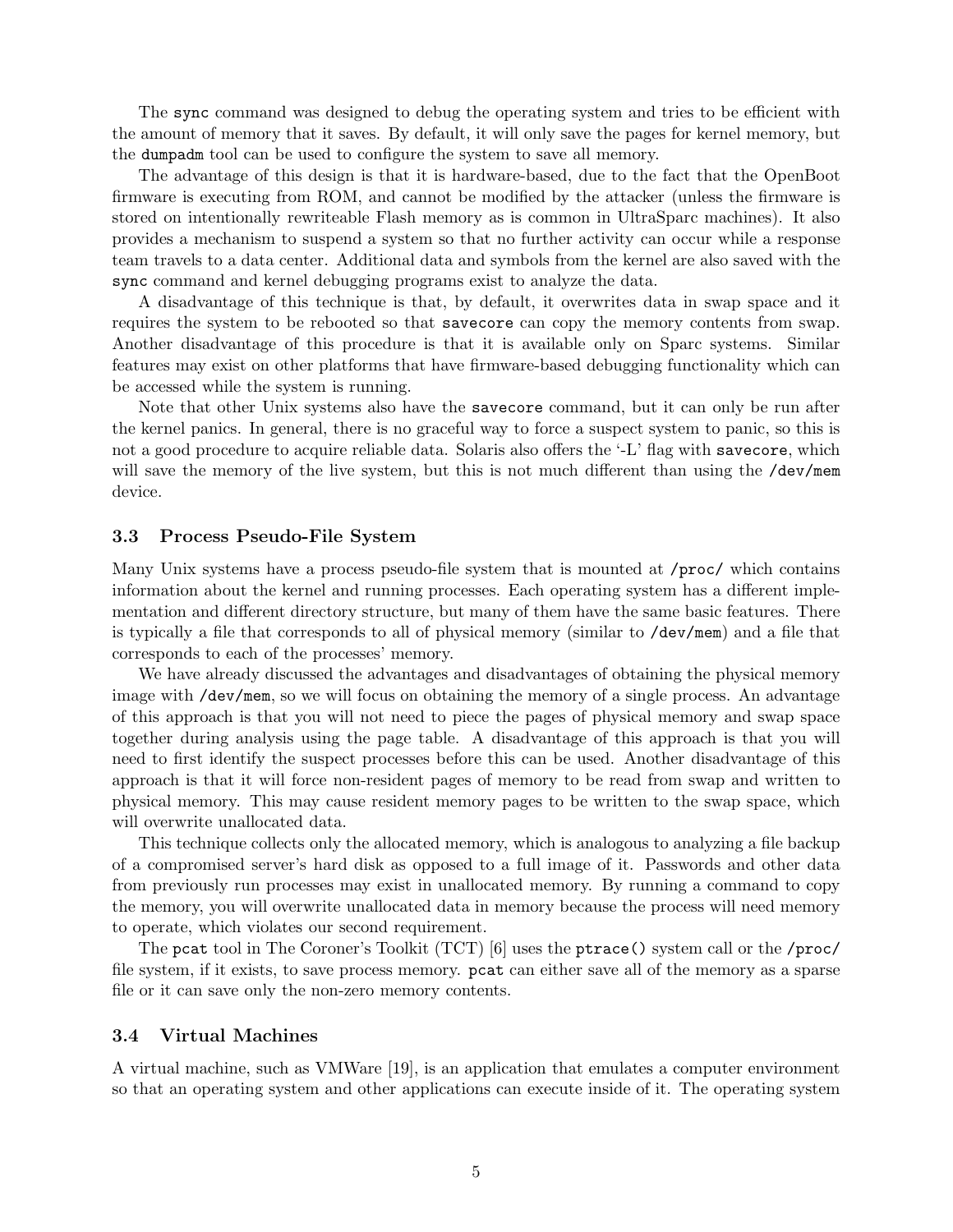The `sync` command was designed to debug the operating system and tries to be efficient with the amount of memory that it saves. By default, it will only save the pages for kernel memory, but the `dumpadm` tool can be used to configure the system to save all memory.

The advantage of this design is that it is hardware-based, due to the fact that the OpenBoot firmware is executing from ROM, and cannot be modified by the attacker (unless the firmware is stored on intentionally rewriteable Flash memory as is common in UltraSparc machines). It also provides a mechanism to suspend a system so that no further activity can occur while a response team travels to a data center. Additional data and symbols from the kernel are also saved with the `sync` command and kernel debugging programs exist to analyze the data.

A disadvantage of this technique is that, by default, it overwrites data in swap space and it requires the system to be rebooted so that `savecore` can copy the memory contents from swap. Another disadvantage of this procedure is that it is available only on Sparc systems. Similar features may exist on other platforms that have firmware-based debugging functionality which can be accessed while the system is running.

Note that other Unix systems also have the `savecore` command, but it can only be run after the kernel panics. In general, there is no graceful way to force a suspect system to panic, so this is not a good procedure to acquire reliable data. Solaris also offers the '-L' flag with `savecore`, which will save the memory of the live system, but this is not much different than using the `/dev/mem` device.

### 3.3 Process Pseudo-File System

Many Unix systems have a process pseudo-file system that is mounted at `/proc/` which contains information about the kernel and running processes. Each operating system has a different implementation and different directory structure, but many of them have the same basic features. There is typically a file that corresponds to all of physical memory (similar to `/dev/mem`) and a file that corresponds to each of the processes' memory.

We have already discussed the advantages and disadvantages of obtaining the physical memory image with `/dev/mem`, so we will focus on obtaining the memory of a single process. An advantage of this approach is that you will not need to piece the pages of physical memory and swap space together during analysis using the page table. A disadvantage of this approach is that you will need to first identify the suspect processes before this can be used. Another disadvantage of this approach is that it will force non-resident pages of memory to be read from swap and written to physical memory. This may cause resident memory pages to be written to the swap space, which will overwrite unallocated data.

This technique collects only the allocated memory, which is analogous to analyzing a file backup of a compromised server's hard disk as opposed to a full image of it. Passwords and other data from previously run processes may exist in unallocated memory. By running a command to copy the memory, you will overwrite unallocated data in memory because the process will need memory to operate, which violates our second requirement.

The `pcat` tool in The Coroner's Toolkit (TCT) [6] uses the `ptrace()` system call or the `/proc/` file system, if it exists, to save process memory. `pcat` can either save all of the memory as a sparse file or it can save only the non-zero memory contents.

### 3.4 Virtual Machines

A virtual machine, such as VMWare [19], is an application that emulates a computer environment so that an operating system and other applications can execute inside of it. The operating system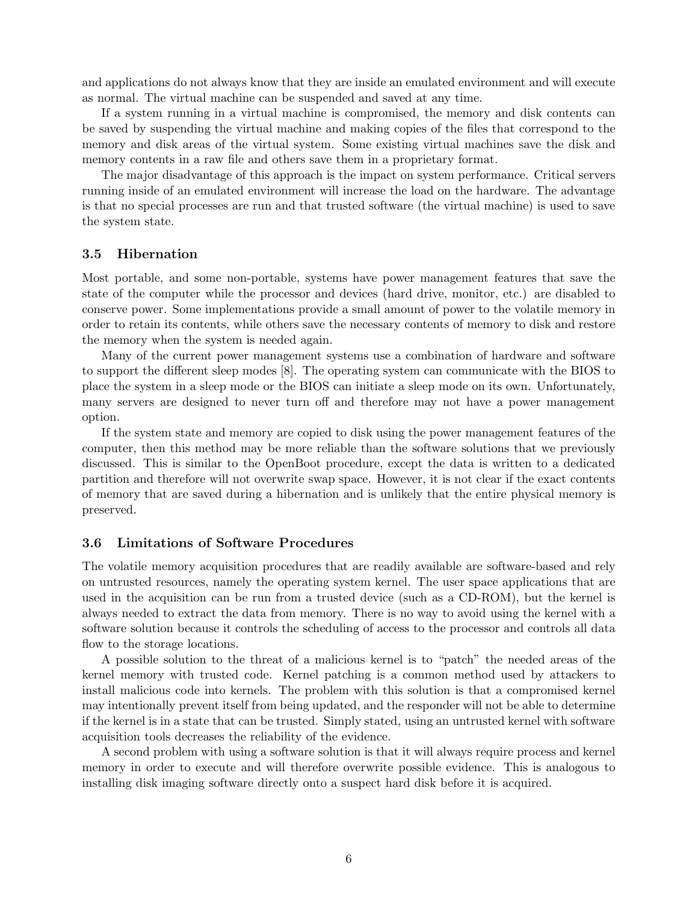and applications do not always know that they are inside an emulated environment and will execute as normal. The virtual machine can be suspended and saved at any time.

If a system running in a virtual machine is compromised, the memory and disk contents can be saved by suspending the virtual machine and making copies of the files that correspond to the memory and disk areas of the virtual system. Some existing virtual machines save the disk and memory contents in a raw file and others save them in a proprietary format.

The major disadvantage of this approach is the impact on system performance. Critical servers running inside of an emulated environment will increase the load on the hardware. The advantage is that no special processes are run and that trusted software (the virtual machine) is used to save the system state.

### 3.5 Hibernation

Most portable, and some non-portable, systems have power management features that save the state of the computer while the processor and devices (hard drive, monitor, etc.) are disabled to conserve power. Some implementations provide a small amount of power to the volatile memory in order to retain its contents, while others save the necessary contents of memory to disk and restore the memory when the system is needed again.

Many of the current power management systems use a combination of hardware and software to support the different sleep modes [8]. The operating system can communicate with the BIOS to place the system in a sleep mode or the BIOS can initiate a sleep mode on its own. Unfortunately, many servers are designed to never turn off and therefore may not have a power management option.

If the system state and memory are copied to disk using the power management features of the computer, then this method may be more reliable than the software solutions that we previously discussed. This is similar to the OpenBoot procedure, except the data is written to a dedicated partition and therefore will not overwrite swap space. However, it is not clear if the exact contents of memory that are saved during a hibernation and is unlikely that the entire physical memory is preserved.

### 3.6 Limitations of Software Procedures

The volatile memory acquisition procedures that are readily available are software-based and rely on untrusted resources, namely the operating system kernel. The user space applications that are used in the acquisition can be run from a trusted device (such as a CD-ROM), but the kernel is always needed to extract the data from memory. There is no way to avoid using the kernel with a software solution because it controls the scheduling of access to the processor and controls all data flow to the storage locations.

A possible solution to the threat of a malicious kernel is to "patch" the needed areas of the kernel memory with trusted code. Kernel patching is a common method used by attackers to install malicious code into kernels. The problem with this solution is that a compromised kernel may intentionally prevent itself from being updated, and the responder will not be able to determine if the kernel is in a state that can be trusted. Simply stated, using an untrusted kernel with software acquisition tools decreases the reliability of the evidence.

A second problem with using a software solution is that it will always require process and kernel memory in order to execute and will therefore overwrite possible evidence. This is analogous to installing disk imaging software directly onto a suspect hard disk before it is acquired.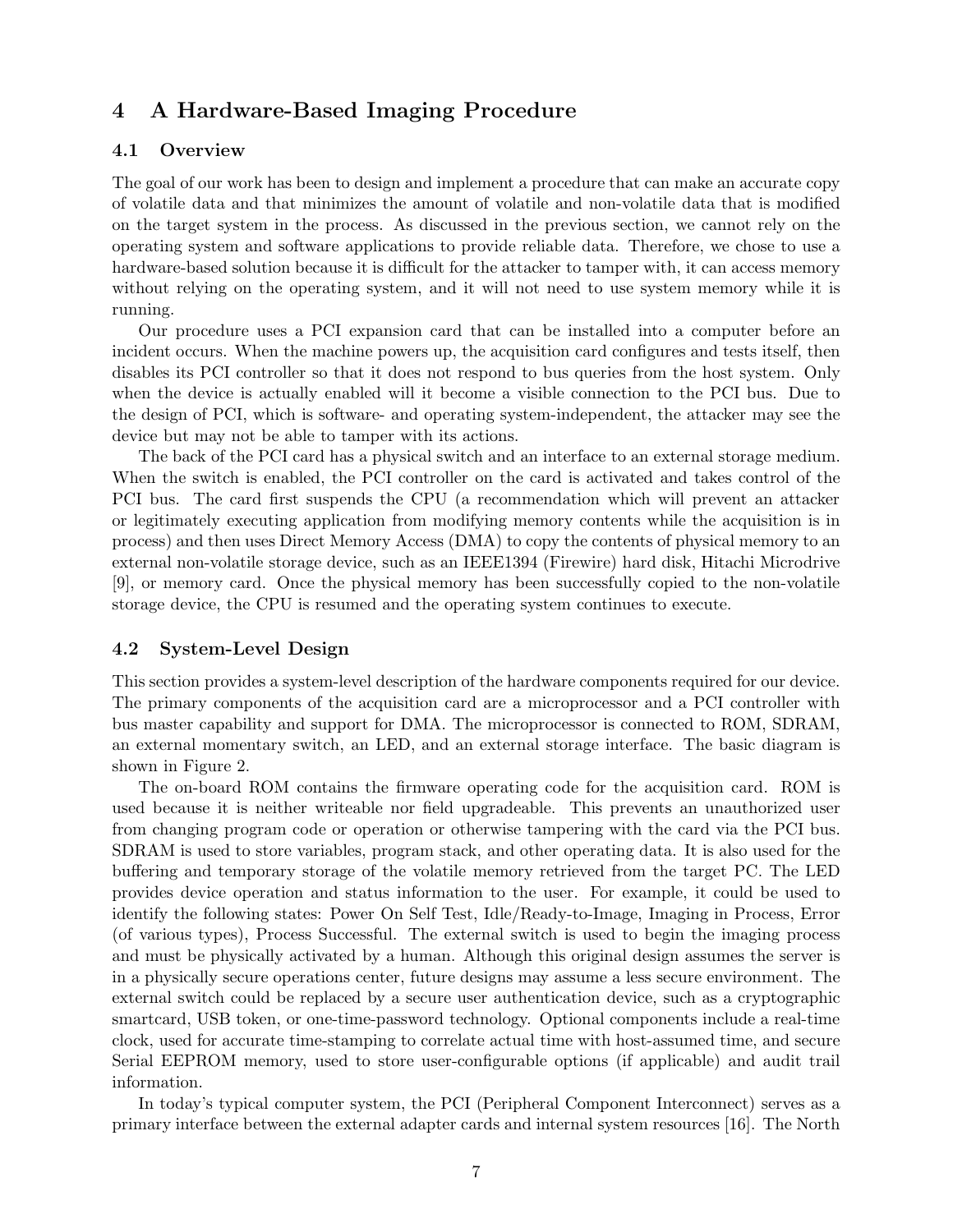# 4 A Hardware-Based Imaging Procedure

## 4.1 Overview

The goal of our work has been to design and implement a procedure that can make an accurate copy of volatile data and that minimizes the amount of volatile and non-volatile data that is modified on the target system in the process. As discussed in the previous section, we cannot rely on the operating system and software applications to provide reliable data. Therefore, we chose to use a hardware-based solution because it is difficult for the attacker to tamper with, it can access memory without relying on the operating system, and it will not need to use system memory while it is running.

Our procedure uses a PCI expansion card that can be installed into a computer before an incident occurs. When the machine powers up, the acquisition card configures and tests itself, then disables its PCI controller so that it does not respond to bus queries from the host system. Only when the device is actually enabled will it become a visible connection to the PCI bus. Due to the design of PCI, which is software- and operating system-independent, the attacker may see the device but may not be able to tamper with its actions.

The back of the PCI card has a physical switch and an interface to an external storage medium. When the switch is enabled, the PCI controller on the card is activated and takes control of the PCI bus. The card first suspends the CPU (a recommendation which will prevent an attacker or legitimately executing application from modifying memory contents while the acquisition is in process) and then uses Direct Memory Access (DMA) to copy the contents of physical memory to an external non-volatile storage device, such as an IEEE1394 (Firewire) hard disk, Hitachi Microdrive [9], or memory card. Once the physical memory has been successfully copied to the non-volatile storage device, the CPU is resumed and the operating system continues to execute.

## 4.2 System-Level Design

This section provides a system-level description of the hardware components required for our device. The primary components of the acquisition card are a microprocessor and a PCI controller with bus master capability and support for DMA. The microprocessor is connected to ROM, SDRAM, an external momentary switch, an LED, and an external storage interface. The basic diagram is shown in Figure 2.

The on-board ROM contains the firmware operating code for the acquisition card. ROM is used because it is neither writeable nor field upgradeable. This prevents an unauthorized user from changing program code or operation or otherwise tampering with the card via the PCI bus. SDRAM is used to store variables, program stack, and other operating data. It is also used for the buffering and temporary storage of the volatile memory retrieved from the target PC. The LED provides device operation and status information to the user. For example, it could be used to identify the following states: Power On Self Test, Idle/Ready-to-Image, Imaging in Process, Error (of various types), Process Successful. The external switch is used to begin the imaging process and must be physically activated by a human. Although this original design assumes the server is in a physically secure operations center, future designs may assume a less secure environment. The external switch could be replaced by a secure user authentication device, such as a cryptographic smartcard, USB token, or one-time-password technology. Optional components include a real-time clock, used for accurate time-stamping to correlate actual time with host-assumed time, and secure Serial EEPROM memory, used to store user-configurable options (if applicable) and audit trail information.

In today's typical computer system, the PCI (Peripheral Component Interconnect) serves as a primary interface between the external adapter cards and internal system resources [16]. The North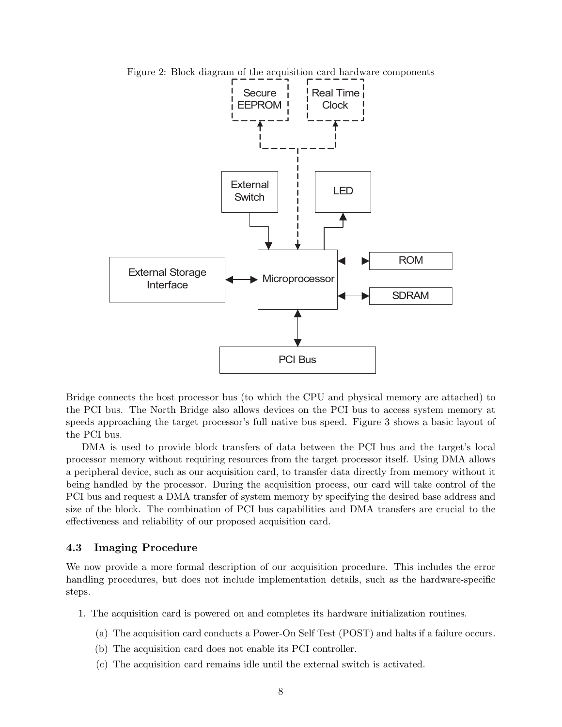Figure 2: Block diagram of the acquisition card hardware components

Bridge connects the host processor bus (to which the CPU and physical memory are attached) to the PCI bus. The North Bridge also allows devices on the PCI bus to access system memory at speeds approaching the target processor's full native bus speed. Figure 3 shows a basic layout of the PCI bus.

DMA is used to provide block transfers of data between the PCI bus and the target's local processor memory without requiring resources from the target processor itself. Using DMA allows a peripheral device, such as our acquisition card, to transfer data directly from memory without it being handled by the processor. During the acquisition process, our card will take control of the PCI bus and request a DMA transfer of system memory by specifying the desired base address and size of the block. The combination of PCI bus capabilities and DMA transfers are crucial to the effectiveness and reliability of our proposed acquisition card.

### 4.3 Imaging Procedure

We now provide a more formal description of our acquisition procedure. This includes the error handling procedures, but does not include implementation details, such as the hardware-specific steps.

1. The acquisition card is powered on and completes its hardware initialization routines.
   (a) The acquisition card conducts a Power-On Self Test (POST) and halts if a failure occurs.
   (b) The acquisition card does not enable its PCI controller.
   (c) The acquisition card remains idle until the external switch is activated.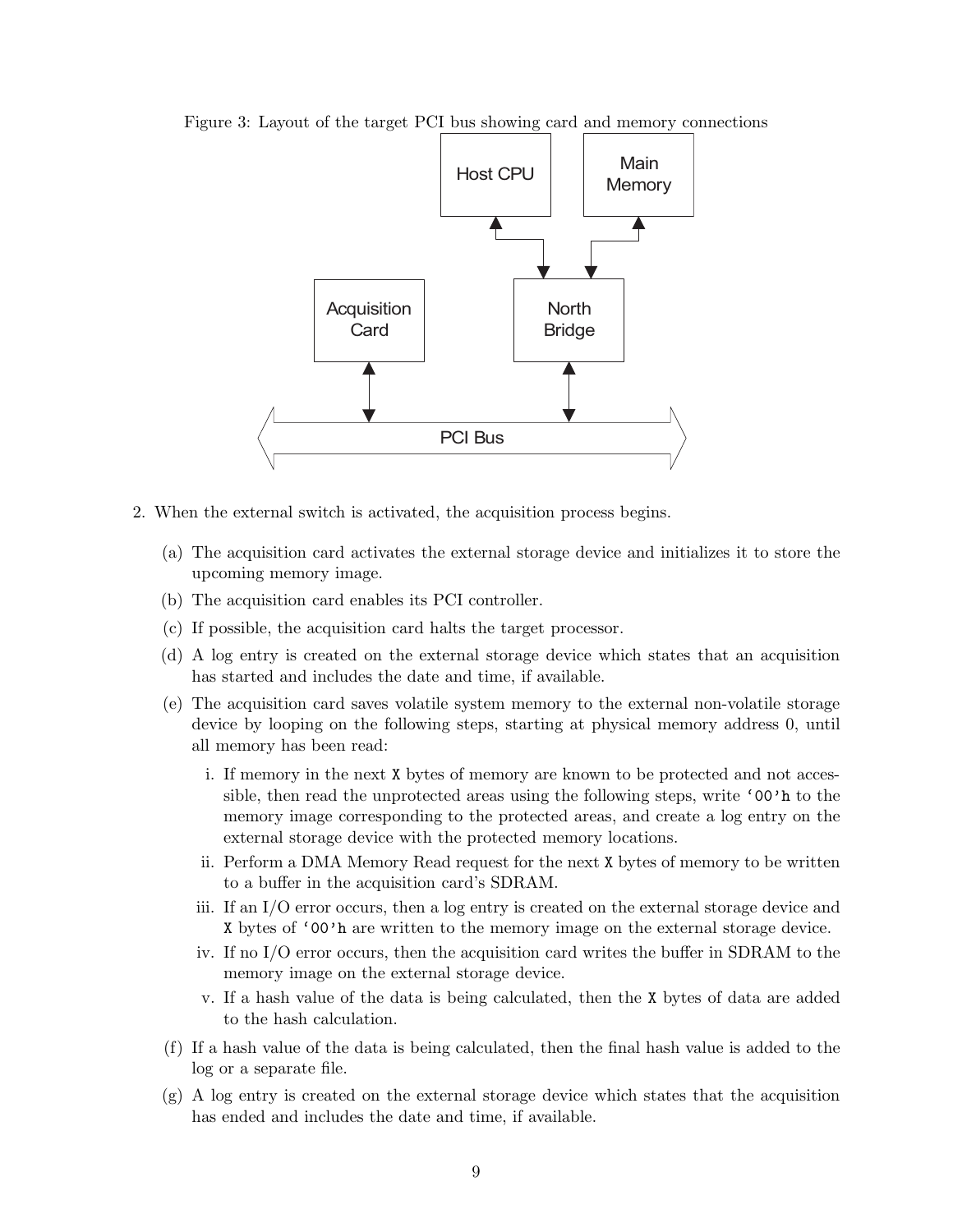Figure 3: Layout of the target PCI bus showing card and memory connections

2. When the external switch is activated, the acquisition process begins.

   (a) The acquisition card activates the external storage device and initializes it to store the upcoming memory image.

   (b) The acquisition card enables its PCI controller.

   (c) If possible, the acquisition card halts the target processor.

   (d) A log entry is created on the external storage device which states that an acquisition has started and includes the date and time, if available.

   (e) The acquisition card saves volatile system memory to the external non-volatile storage device by looping on the following steps, starting at physical memory address 0, until all memory has been read:

      i. If memory in the next `X` bytes of memory are known to be protected and not accessible, then read the unprotected areas using the following steps, write `'00'h` to the memory image corresponding to the protected areas, and create a log entry on the external storage device with the protected memory locations.

      ii. Perform a DMA Memory Read request for the next `X` bytes of memory to be written to a buffer in the acquisition card's SDRAM.

      iii. If an I/O error occurs, then a log entry is created on the external storage device and `X` bytes of `'00'h` are written to the memory image on the external storage device.

      iv. If no I/O error occurs, then the acquisition card writes the buffer in SDRAM to the memory image on the external storage device.

      v. If a hash value of the data is being calculated, then the `X` bytes of data are added to the hash calculation.

   (f) If a hash value of the data is being calculated, then the final hash value is added to the log or a separate file.

   (g) A log entry is created on the external storage device which states that the acquisition has ended and includes the date and time, if available.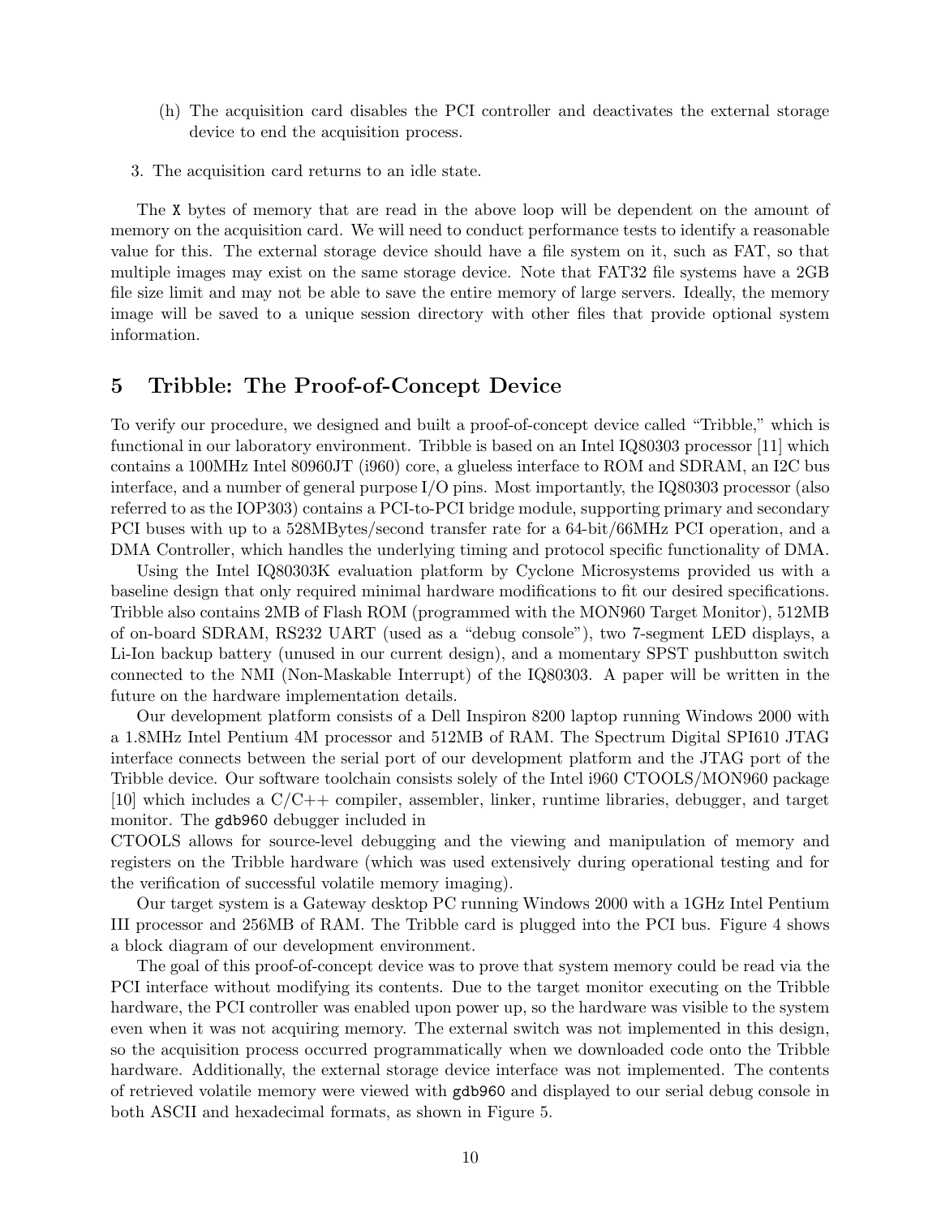(h) The acquisition card disables the PCI controller and deactivates the external storage device to end the acquisition process.

3. The acquisition card returns to an idle state.

The `X` bytes of memory that are read in the above loop will be dependent on the amount of memory on the acquisition card. We will need to conduct performance tests to identify a reasonable value for this. The external storage device should have a file system on it, such as FAT, so that multiple images may exist on the same storage device. Note that FAT32 file systems have a 2GB file size limit and may not be able to save the entire memory of large servers. Ideally, the memory image will be saved to a unique session directory with other files that provide optional system information.

## 5 Tribble: The Proof-of-Concept Device

To verify our procedure, we designed and built a proof-of-concept device called "Tribble," which is functional in our laboratory environment. Tribble is based on an Intel IQ80303 processor [11] which contains a 100MHz Intel 80960JT (i960) core, a glueless interface to ROM and SDRAM, an I2C bus interface, and a number of general purpose I/O pins. Most importantly, the IQ80303 processor (also referred to as the IOP303) contains a PCI-to-PCI bridge module, supporting primary and secondary PCI buses with up to a 528MBytes/second transfer rate for a 64-bit/66MHz PCI operation, and a DMA Controller, which handles the underlying timing and protocol specific functionality of DMA.

Using the Intel IQ80303K evaluation platform by Cyclone Microsystems provided us with a baseline design that only required minimal hardware modifications to fit our desired specifications. Tribble also contains 2MB of Flash ROM (programmed with the MON960 Target Monitor), 512MB of on-board SDRAM, RS232 UART (used as a "debug console"), two 7-segment LED displays, a Li-Ion backup battery (unused in our current design), and a momentary SPST pushbutton switch connected to the NMI (Non-Maskable Interrupt) of the IQ80303. A paper will be written in the future on the hardware implementation details.

Our development platform consists of a Dell Inspiron 8200 laptop running Windows 2000 with a 1.8MHz Intel Pentium 4M processor and 512MB of RAM. The Spectrum Digital SPI610 JTAG interface connects between the serial port of our development platform and the JTAG port of the Tribble device. Our software toolchain consists solely of the Intel i960 CTOOLS/MON960 package [10] which includes a C/C++ compiler, assembler, linker, runtime libraries, debugger, and target monitor. The `gdb960` debugger included in CTOOLS allows for source-level debugging and the viewing and manipulation of memory and registers on the Tribble hardware (which was used extensively during operational testing and for the verification of successful volatile memory imaging).

Our target system is a Gateway desktop PC running Windows 2000 with a 1GHz Intel Pentium III processor and 256MB of RAM. The Tribble card is plugged into the PCI bus. Figure 4 shows a block diagram of our development environment.

The goal of this proof-of-concept device was to prove that system memory could be read via the PCI interface without modifying its contents. Due to the target monitor executing on the Tribble hardware, the PCI controller was enabled upon power up, so the hardware was visible to the system even when it was not acquiring memory. The external switch was not implemented in this design, so the acquisition process occurred programmatically when we downloaded code onto the Tribble hardware. Additionally, the external storage device interface was not implemented. The contents of retrieved volatile memory were viewed with `gdb960` and displayed to our serial debug console in both ASCII and hexadecimal formats, as shown in Figure 5.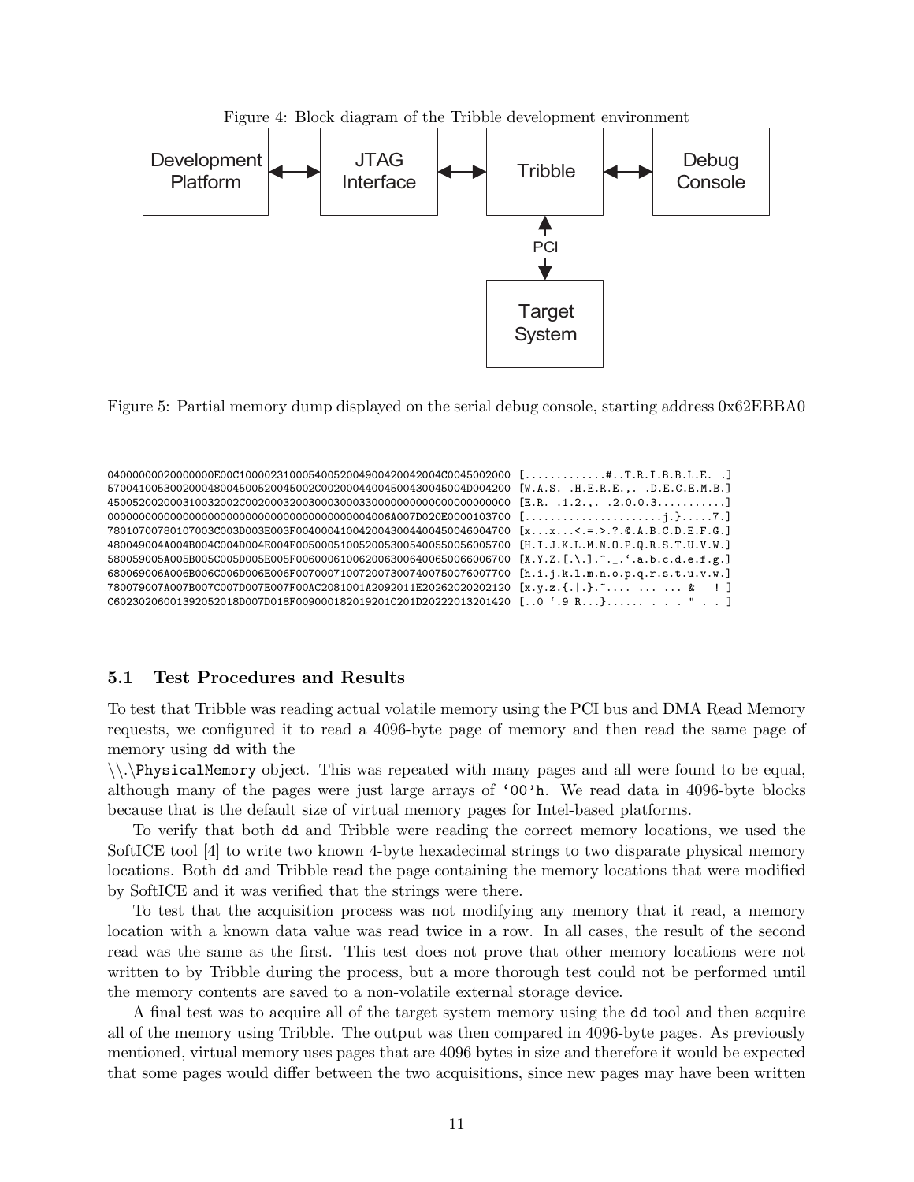Figure 4: Block diagram of the Tribble development environment

Figure 5: Partial memory dump displayed on the serial debug console, starting address 0x62EBBA0

```
04000000020000000E00C1000023100054005200490042004200 4C0045002000 [.............#..T.R.I.B.B.L.E. .]
5700410053002000480045005200450 02C002000440045004300 45004D004200 [W.A.S. .H.E.R.E.,. .D.E.C.E.M.B.]
4500520020003100320 02C0020003200300030003300000000000000000000000 [E.R. .1.2.,. .2.0.0.3..........]
0000000000000000000000000000000000000000004006A007D020E0000103700 [.....................j.}.....7.]
78010700780107003C003D003E003F004000410042004300440045 0046004700 [x...x...<.=.>.?.@.A.B.C.D.E.F.G.]
480049004A004B004C004D004E004F005000510052005300540055 0056005700 [H.I.J.K.L.M.N.O.P.Q.R.S.T.U.V.W.]
580059005A005B005C005D005E005F006000610062006300640065 0066006700 [X.Y.Z.[.\.].^._.'.a.b.c.d.e.f.g.]
680069006A006B006C006D006E006F007000710072007300740075 0076007700 [h.i.j.k.l.m.n.o.p.q.r.s.t.u.v.w.]
780079007A007B007C007D007E007F00AC2081001A2092011E20262020202120 [x.y.z.{.|.}.~.... ... ... &   ! ]
C6023020600139205 2018D007D018F009000182019201C201D20222013201420 [..0 '.9 R...}...... . . . " . . ]
```

### 5.1 Test Procedures and Results

To test that Tribble was reading actual volatile memory using the PCI bus and DMA Read Memory requests, we configured it to read a 4096-byte page of memory and then read the same page of memory using `dd` with the
`\\.\PhysicalMemory` object. This was repeated with many pages and all were found to be equal, although many of the pages were just large arrays of '00'h. We read data in 4096-byte blocks because that is the default size of virtual memory pages for Intel-based platforms.

To verify that both `dd` and Tribble were reading the correct memory locations, we used the SoftICE tool [4] to write two known 4-byte hexadecimal strings to two disparate physical memory locations. Both `dd` and Tribble read the page containing the memory locations that were modified by SoftICE and it was verified that the strings were there.

To test that the acquisition process was not modifying any memory that it read, a memory location with a known data value was read twice in a row. In all cases, the result of the second read was the same as the first. This test does not prove that other memory locations were not written to by Tribble during the process, but a more thorough test could not be performed until the memory contents are saved to a non-volatile external storage device.

A final test was to acquire all of the target system memory using the `dd` tool and then acquire all of the memory using Tribble. The output was then compared in 4096-byte pages. As previously mentioned, virtual memory uses pages that are 4096 bytes in size and therefore it would be expected that some pages would differ between the two acquisitions, since new pages may have been written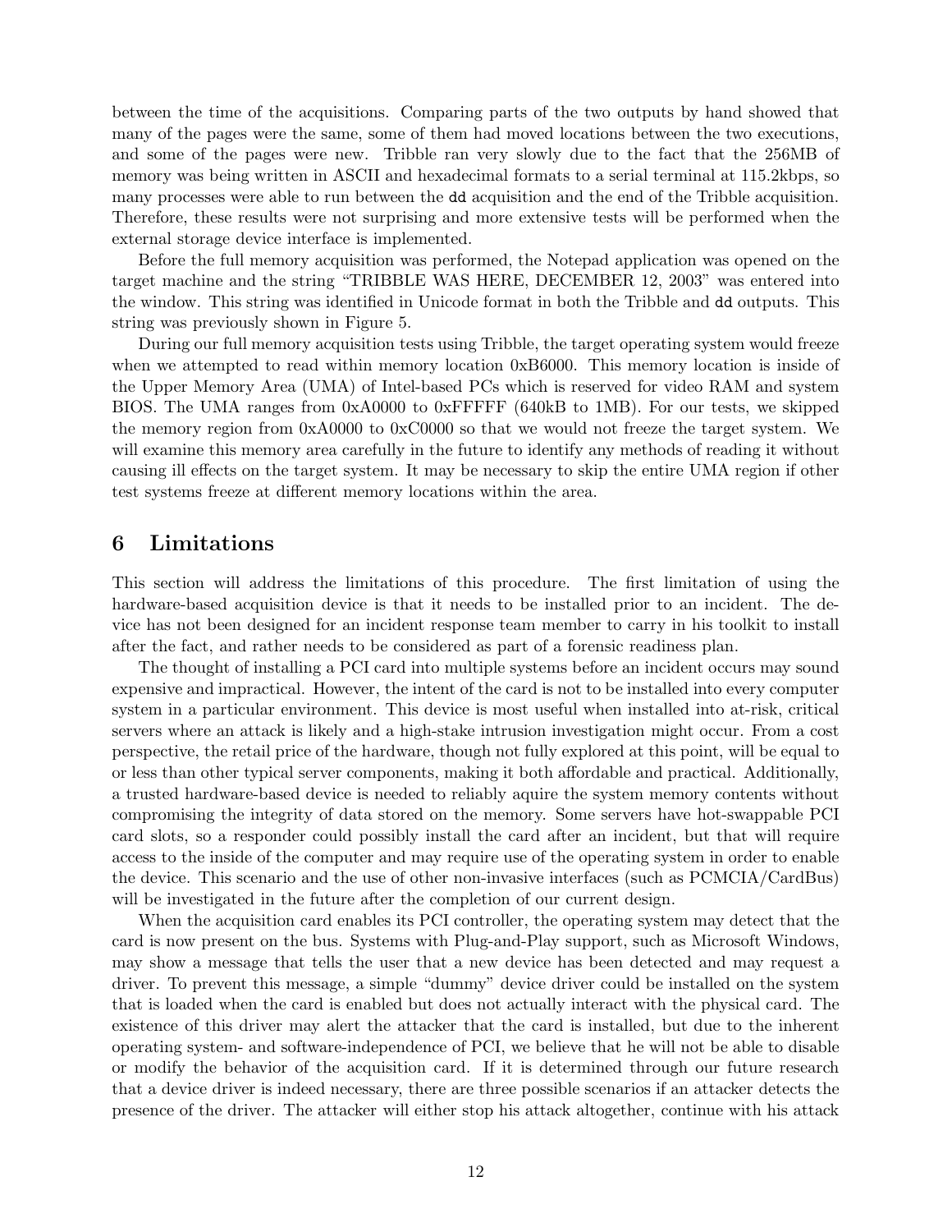between the time of the acquisitions. Comparing parts of the two outputs by hand showed that many of the pages were the same, some of them had moved locations between the two executions, and some of the pages were new. Tribble ran very slowly due to the fact that the 256MB of memory was being written in ASCII and hexadecimal formats to a serial terminal at 115.2kbps, so many processes were able to run between the `dd` acquisition and the end of the Tribble acquisition. Therefore, these results were not surprising and more extensive tests will be performed when the external storage device interface is implemented.

Before the full memory acquisition was performed, the Notepad application was opened on the target machine and the string "TRIBBLE WAS HERE, DECEMBER 12, 2003" was entered into the window. This string was identified in Unicode format in both the Tribble and `dd` outputs. This string was previously shown in Figure 5.

During our full memory acquisition tests using Tribble, the target operating system would freeze when we attempted to read within memory location 0xB6000. This memory location is inside of the Upper Memory Area (UMA) of Intel-based PCs which is reserved for video RAM and system BIOS. The UMA ranges from 0xA0000 to 0xFFFFF (640kB to 1MB). For our tests, we skipped the memory region from 0xA0000 to 0xC0000 so that we would not freeze the target system. We will examine this memory area carefully in the future to identify any methods of reading it without causing ill effects on the target system. It may be necessary to skip the entire UMA region if other test systems freeze at different memory locations within the area.

## 6 Limitations

This section will address the limitations of this procedure. The first limitation of using the hardware-based acquisition device is that it needs to be installed prior to an incident. The device has not been designed for an incident response team member to carry in his toolkit to install after the fact, and rather needs to be considered as part of a forensic readiness plan.

The thought of installing a PCI card into multiple systems before an incident occurs may sound expensive and impractical. However, the intent of the card is not to be installed into every computer system in a particular environment. This device is most useful when installed into at-risk, critical servers where an attack is likely and a high-stake intrusion investigation might occur. From a cost perspective, the retail price of the hardware, though not fully explored at this point, will be equal to or less than other typical server components, making it both affordable and practical. Additionally, a trusted hardware-based device is needed to reliably aquire the system memory contents without compromising the integrity of data stored on the memory. Some servers have hot-swappable PCI card slots, so a responder could possibly install the card after an incident, but that will require access to the inside of the computer and may require use of the operating system in order to enable the device. This scenario and the use of other non-invasive interfaces (such as PCMCIA/CardBus) will be investigated in the future after the completion of our current design.

When the acquisition card enables its PCI controller, the operating system may detect that the card is now present on the bus. Systems with Plug-and-Play support, such as Microsoft Windows, may show a message that tells the user that a new device has been detected and may request a driver. To prevent this message, a simple "dummy" device driver could be installed on the system that is loaded when the card is enabled but does not actually interact with the physical card. The existence of this driver may alert the attacker that the card is installed, but due to the inherent operating system- and software-independence of PCI, we believe that he will not be able to disable or modify the behavior of the acquisition card. If it is determined through our future research that a device driver is indeed necessary, there are three possible scenarios if an attacker detects the presence of the driver. The attacker will either stop his attack altogether, continue with his attack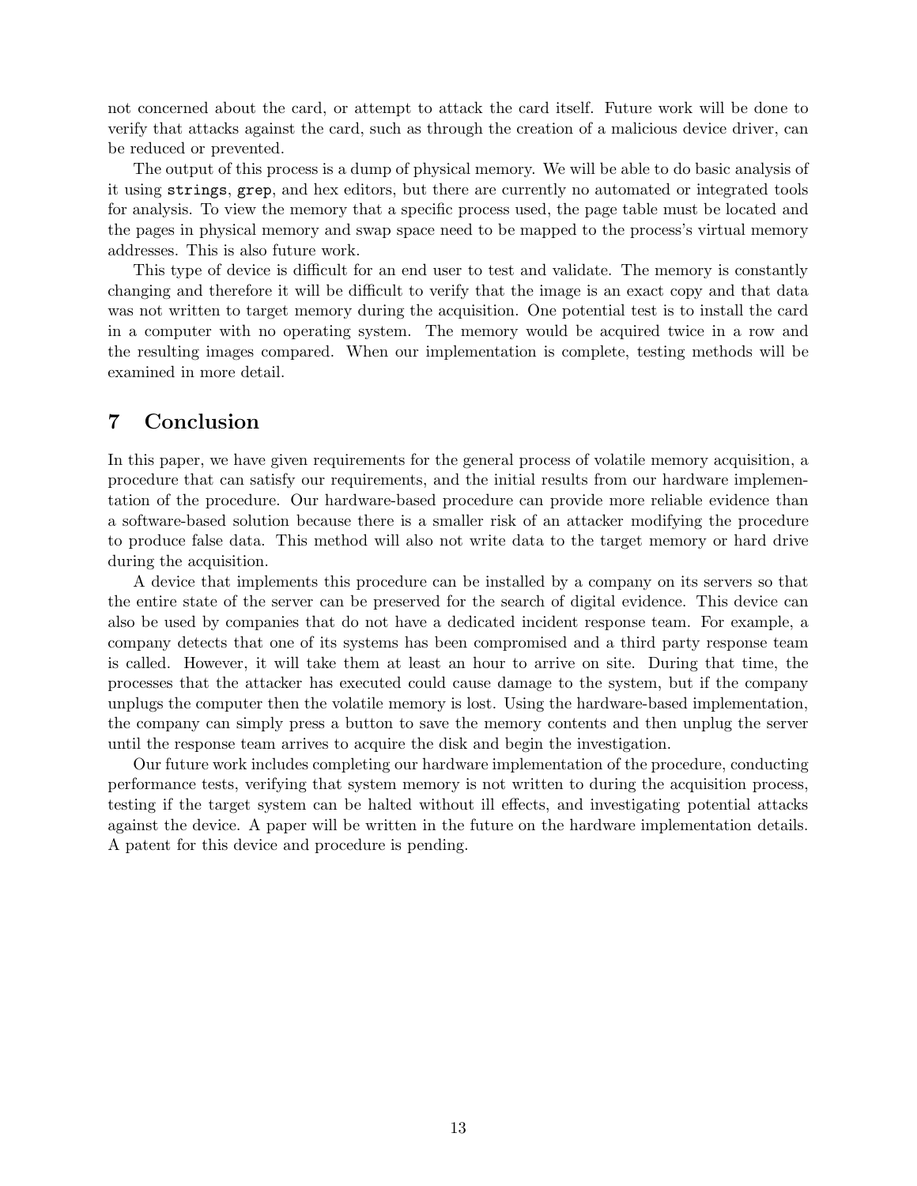not concerned about the card, or attempt to attack the card itself. Future work will be done to verify that attacks against the card, such as through the creation of a malicious device driver, can be reduced or prevented.

The output of this process is a dump of physical memory. We will be able to do basic analysis of it using `strings`, `grep`, and hex editors, but there are currently no automated or integrated tools for analysis. To view the memory that a specific process used, the page table must be located and the pages in physical memory and swap space need to be mapped to the process's virtual memory addresses. This is also future work.

This type of device is difficult for an end user to test and validate. The memory is constantly changing and therefore it will be difficult to verify that the image is an exact copy and that data was not written to target memory during the acquisition. One potential test is to install the card in a computer with no operating system. The memory would be acquired twice in a row and the resulting images compared. When our implementation is complete, testing methods will be examined in more detail.

# 7 Conclusion

In this paper, we have given requirements for the general process of volatile memory acquisition, a procedure that can satisfy our requirements, and the initial results from our hardware implementation of the procedure. Our hardware-based procedure can provide more reliable evidence than a software-based solution because there is a smaller risk of an attacker modifying the procedure to produce false data. This method will also not write data to the target memory or hard drive during the acquisition.

A device that implements this procedure can be installed by a company on its servers so that the entire state of the server can be preserved for the search of digital evidence. This device can also be used by companies that do not have a dedicated incident response team. For example, a company detects that one of its systems has been compromised and a third party response team is called. However, it will take them at least an hour to arrive on site. During that time, the processes that the attacker has executed could cause damage to the system, but if the company unplugs the computer then the volatile memory is lost. Using the hardware-based implementation, the company can simply press a button to save the memory contents and then unplug the server until the response team arrives to acquire the disk and begin the investigation.

Our future work includes completing our hardware implementation of the procedure, conducting performance tests, verifying that system memory is not written to during the acquisition process, testing if the target system can be halted without ill effects, and investigating potential attacks against the device. A paper will be written in the future on the hardware implementation details. A patent for this device and procedure is pending.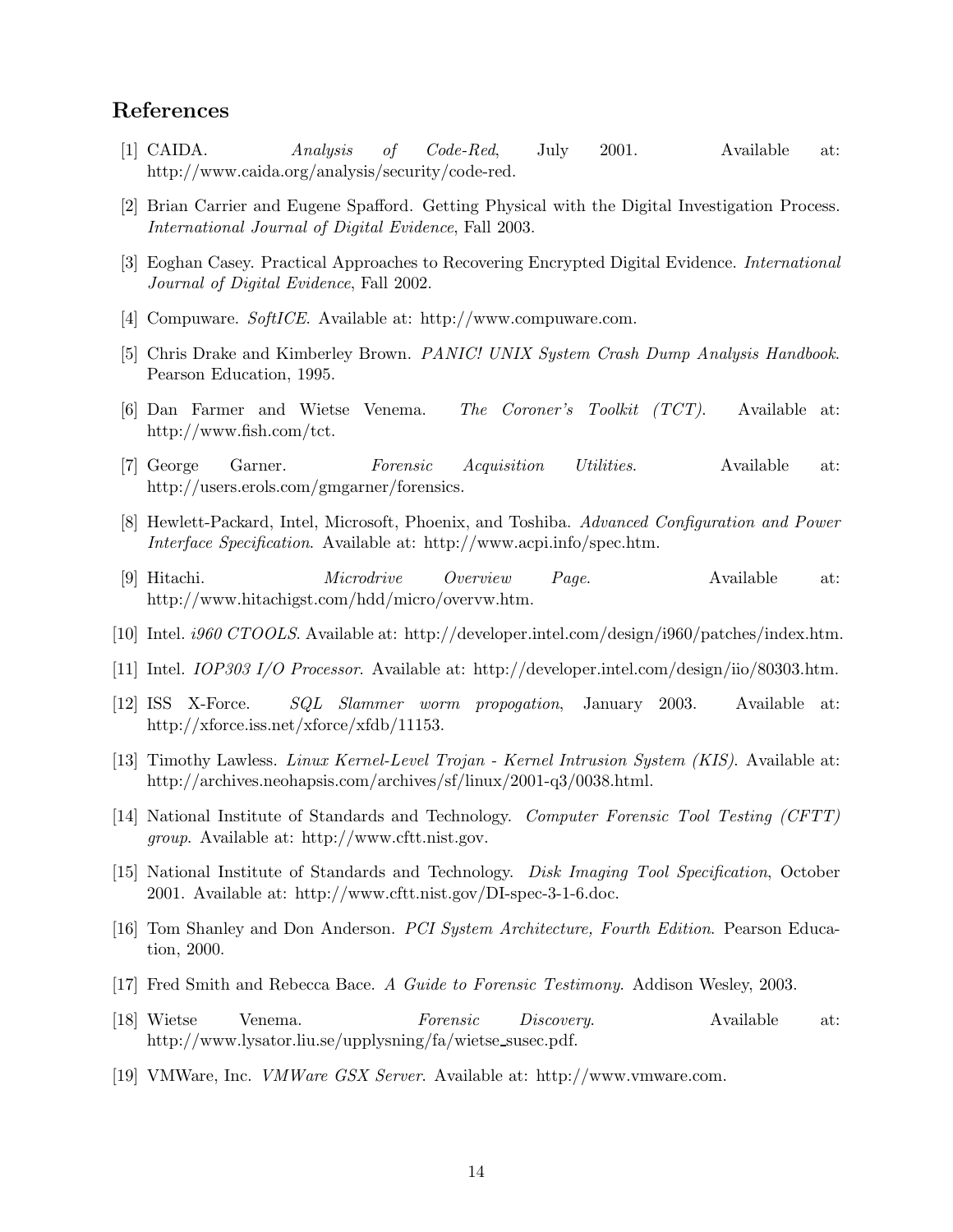## References

[1] CAIDA. *Analysis of Code-Red*, July 2001. Available at: http://www.caida.org/analysis/security/code-red.

[2] Brian Carrier and Eugene Spafford. Getting Physical with the Digital Investigation Process. *International Journal of Digital Evidence*, Fall 2003.

[3] Eoghan Casey. Practical Approaches to Recovering Encrypted Digital Evidence. *International Journal of Digital Evidence*, Fall 2002.

[4] Compuware. *SoftICE*. Available at: http://www.compuware.com.

[5] Chris Drake and Kimberley Brown. *PANIC! UNIX System Crash Dump Analysis Handbook*. Pearson Education, 1995.

[6] Dan Farmer and Wietse Venema. *The Coroner's Toolkit (TCT)*. Available at: http://www.fish.com/tct.

[7] George Garner. *Forensic Acquisition Utilities*. Available at: http://users.erols.com/gmgarner/forensics.

[8] Hewlett-Packard, Intel, Microsoft, Phoenix, and Toshiba. *Advanced Configuration and Power Interface Specification*. Available at: http://www.acpi.info/spec.htm.

[9] Hitachi. *Microdrive Overview Page*. Available at: http://www.hitachigst.com/hdd/micro/overvw.htm.

[10] Intel. *i960 CTOOLS*. Available at: http://developer.intel.com/design/i960/patches/index.htm.

[11] Intel. *IOP303 I/O Processor*. Available at: http://developer.intel.com/design/iio/80303.htm.

[12] ISS X-Force. *SQL Slammer worm propogation*, January 2003. Available at: http://xforce.iss.net/xforce/xfdb/11153.

[13] Timothy Lawless. *Linux Kernel-Level Trojan - Kernel Intrusion System (KIS)*. Available at: http://archives.neohapsis.com/archives/sf/linux/2001-q3/0038.html.

[14] National Institute of Standards and Technology. *Computer Forensic Tool Testing (CFTT) group*. Available at: http://www.cftt.nist.gov.

[15] National Institute of Standards and Technology. *Disk Imaging Tool Specification*, October 2001. Available at: http://www.cftt.nist.gov/DI-spec-3-1-6.doc.

[16] Tom Shanley and Don Anderson. *PCI System Architecture, Fourth Edition*. Pearson Education, 2000.

[17] Fred Smith and Rebecca Bace. *A Guide to Forensic Testimony*. Addison Wesley, 2003.

[18] Wietse Venema. *Forensic Discovery*. Available at: http://www.lysator.liu.se/upplysning/fa/wietse_susec.pdf.

[19] VMWare, Inc. *VMWare GSX Server*. Available at: http://www.vmware.com.